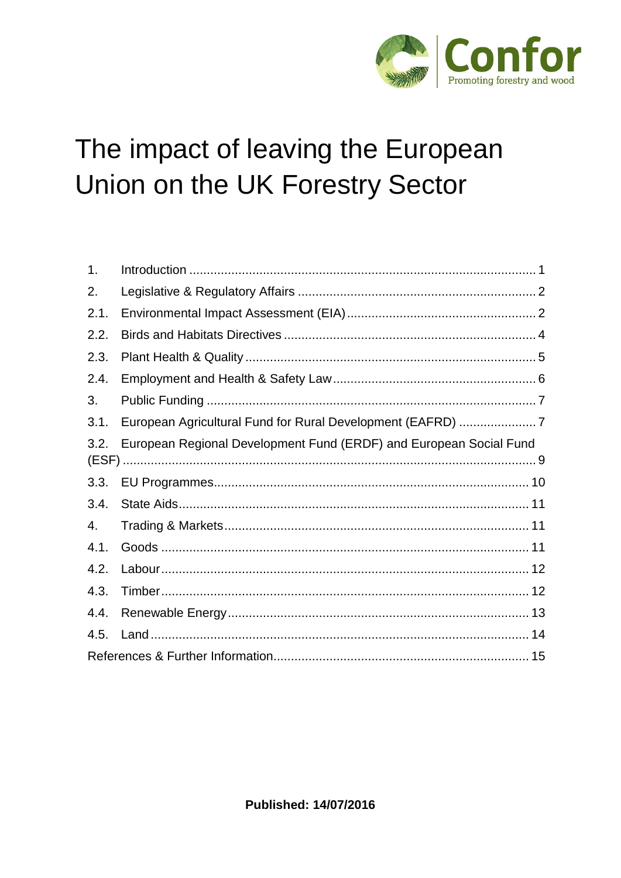Confor

Promoting forestry and wood

# The impact of leaving the European Union on the UK Forestry Sector

| | | |
|---|---|---|
| 1. | Introduction | 1 |
| 2. | Legislative & Regulatory Affairs | 2 |
| 2.1. | Environmental Impact Assessment (EIA) | 2 |
| 2.2. | Birds and Habitats Directives | 4 |
| 2.3. | Plant Health & Quality | 5 |
| 2.4. | Employment and Health & Safety Law | 6 |
| 3. | Public Funding | 7 |
| 3.1. | European Agricultural Fund for Rural Development (EAFRD) | 7 |
| 3.2. | European Regional Development Fund (ERDF) and European Social Fund (ESF) | 9 |
| 3.3. | EU Programmes | 10 |
| 3.4. | State Aids | 11 |
| 4. | Trading & Markets | 11 |
| 4.1. | Goods | 11 |
| 4.2. | Labour | 12 |
| 4.3. | Timber | 12 |
| 4.4. | Renewable Energy | 13 |
| 4.5. | Land | 14 |
| | References & Further Information | 15 |

**Published: 14/07/2016**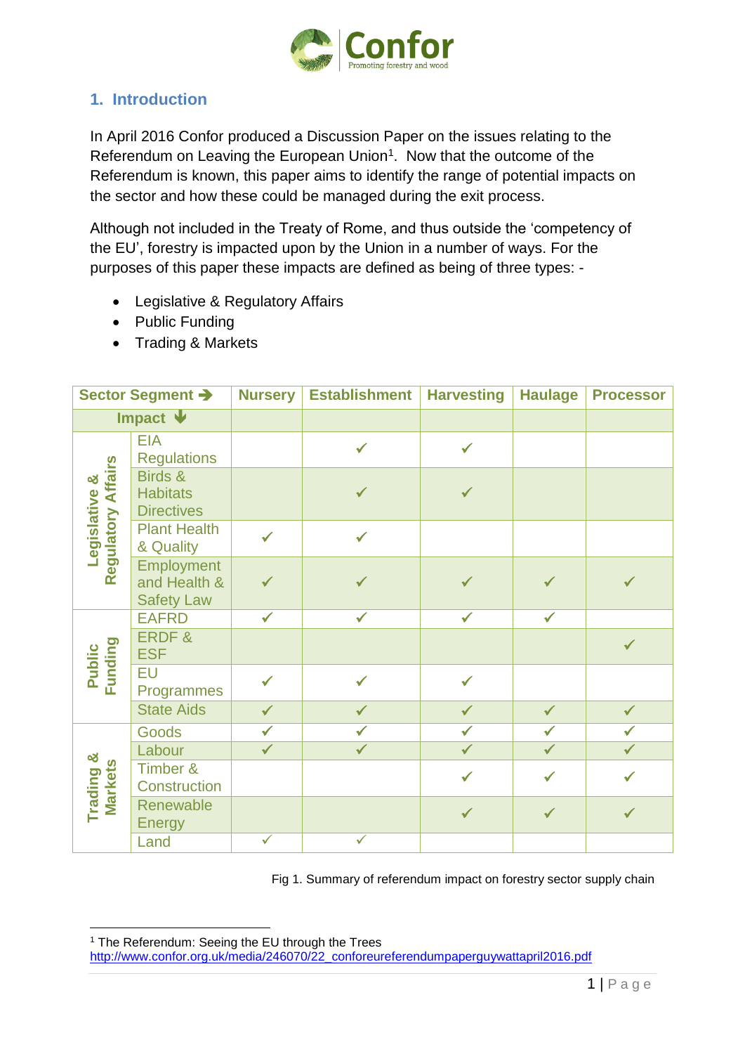## 1. Introduction

In April 2016 Confor produced a Discussion Paper on the issues relating to the Referendum on Leaving the European Union[1]. Now that the outcome of the Referendum is known, this paper aims to identify the range of potential impacts on the sector and how these could be managed during the exit process.

Although not included in the Treaty of Rome, and thus outside the 'competency of the EU', forestry is impacted upon by the Union in a number of ways. For the purposes of this paper these impacts are defined as being of three types: -

- Legislative & Regulatory Affairs
- Public Funding
- Trading & Markets

| Sector Segment ➔ | | Nursery | Establishment | Harvesting | Haulage | Processor |
|---|---|---|---|---|---|---|
| Impact 🡣 | | | | | | |
| Legislative & Regulatory Affairs | EIA Regulations | | ✓ | ✓ | | |
| | Birds & Habitats Directives | | ✓ | ✓ | | |
| | Plant Health & Quality | ✓ | ✓ | | | |
| | Employment and Health & Safety Law | ✓ | ✓ | ✓ | ✓ | ✓ |
| Public Funding | EAFRD | ✓ | ✓ | ✓ | ✓ | |
| | ERDF & ESF | | | | | ✓ |
| | EU Programmes | ✓ | ✓ | ✓ | | |
| | State Aids | ✓ | ✓ | ✓ | ✓ | ✓ |
| Trading & Markets | Goods | ✓ | ✓ | ✓ | ✓ | ✓ |
| | Labour | ✓ | ✓ | ✓ | ✓ | ✓ |
| | Timber & Construction | | | ✓ | ✓ | ✓ |
| | Renewable Energy | | | ✓ | ✓ | ✓ |
| | Land | ✓ | ✓ | | | |

Fig 1. Summary of referendum impact on forestry sector supply chain

[1] The Referendum: Seeing the EU through the Trees http://www.confor.org.uk/media/246070/22_conforeureferendumpaperguywattapril2016.pdf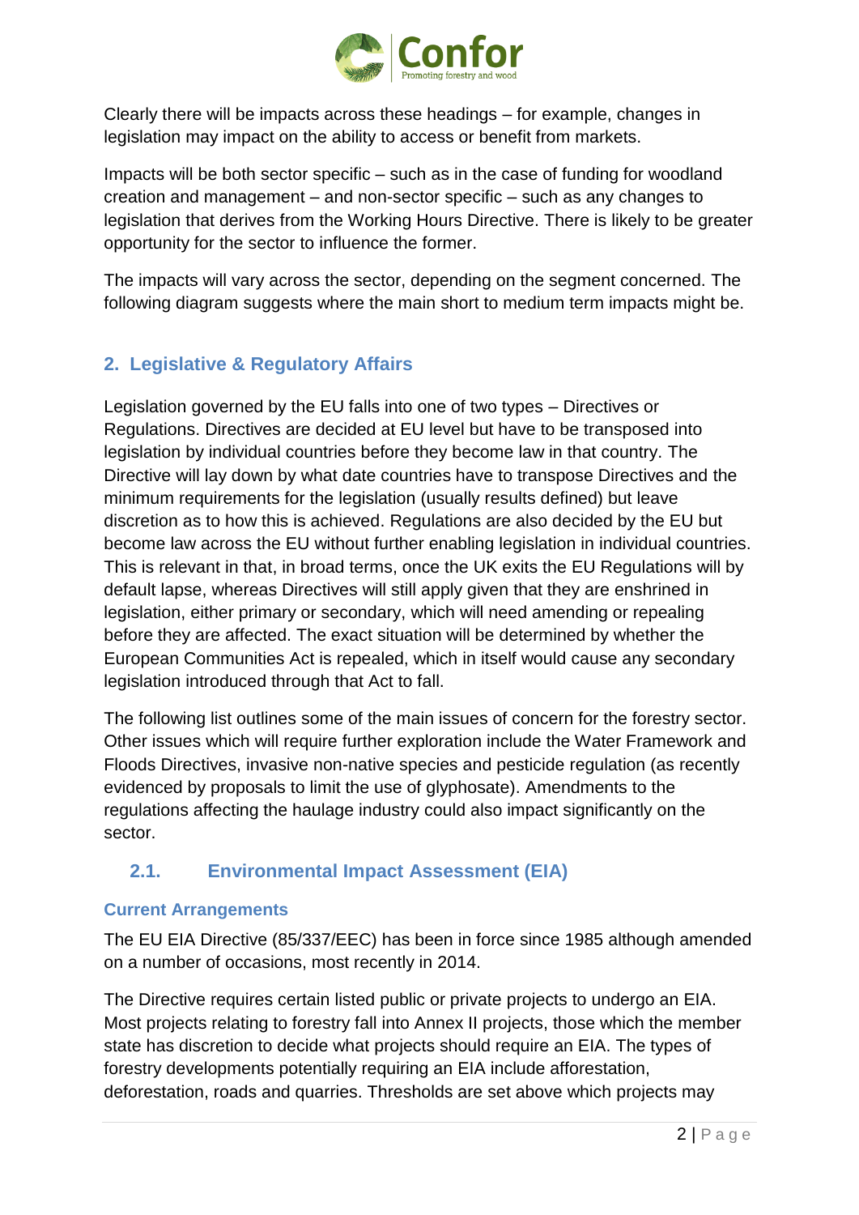Clearly there will be impacts across these headings – for example, changes in legislation may impact on the ability to access or benefit from markets.

Impacts will be both sector specific – such as in the case of funding for woodland creation and management – and non-sector specific – such as any changes to legislation that derives from the Working Hours Directive. There is likely to be greater opportunity for the sector to influence the former.

The impacts will vary across the sector, depending on the segment concerned. The following diagram suggests where the main short to medium term impacts might be.

## 2. Legislative & Regulatory Affairs

Legislation governed by the EU falls into one of two types – Directives or Regulations. Directives are decided at EU level but have to be transposed into legislation by individual countries before they become law in that country. The Directive will lay down by what date countries have to transpose Directives and the minimum requirements for the legislation (usually results defined) but leave discretion as to how this is achieved. Regulations are also decided by the EU but become law across the EU without further enabling legislation in individual countries. This is relevant in that, in broad terms, once the UK exits the EU Regulations will by default lapse, whereas Directives will still apply given that they are enshrined in legislation, either primary or secondary, which will need amending or repealing before they are affected. The exact situation will be determined by whether the European Communities Act is repealed, which in itself would cause any secondary legislation introduced through that Act to fall.

The following list outlines some of the main issues of concern for the forestry sector. Other issues which will require further exploration include the Water Framework and Floods Directives, invasive non-native species and pesticide regulation (as recently evidenced by proposals to limit the use of glyphosate). Amendments to the regulations affecting the haulage industry could also impact significantly on the sector.

### 2.1. Environmental Impact Assessment (EIA)

#### Current Arrangements

The EU EIA Directive (85/337/EEC) has been in force since 1985 although amended on a number of occasions, most recently in 2014.

The Directive requires certain listed public or private projects to undergo an EIA. Most projects relating to forestry fall into Annex II projects, those which the member state has discretion to decide what projects should require an EIA. The types of forestry developments potentially requiring an EIA include afforestation, deforestation, roads and quarries. Thresholds are set above which projects may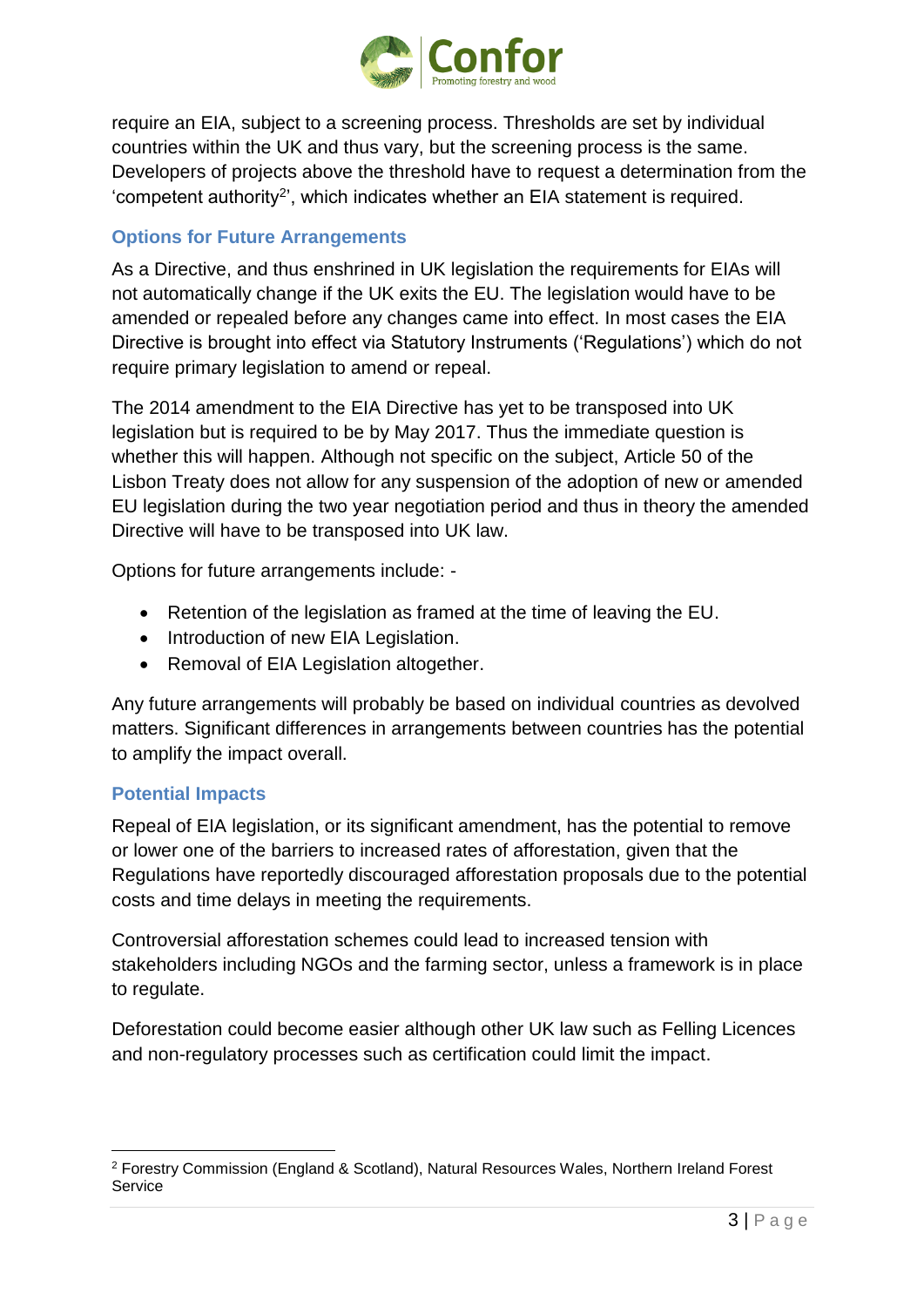require an EIA, subject to a screening process. Thresholds are set by individual countries within the UK and thus vary, but the screening process is the same. Developers of projects above the threshold have to request a determination from the 'competent authority[2]', which indicates whether an EIA statement is required.

### Options for Future Arrangements

As a Directive, and thus enshrined in UK legislation the requirements for EIAs will not automatically change if the UK exits the EU. The legislation would have to be amended or repealed before any changes came into effect. In most cases the EIA Directive is brought into effect via Statutory Instruments ('Regulations') which do not require primary legislation to amend or repeal.

The 2014 amendment to the EIA Directive has yet to be transposed into UK legislation but is required to be by May 2017. Thus the immediate question is whether this will happen. Although not specific on the subject, Article 50 of the Lisbon Treaty does not allow for any suspension of the adoption of new or amended EU legislation during the two year negotiation period and thus in theory the amended Directive will have to be transposed into UK law.

Options for future arrangements include: -

- Retention of the legislation as framed at the time of leaving the EU.
- Introduction of new EIA Legislation.
- Removal of EIA Legislation altogether.

Any future arrangements will probably be based on individual countries as devolved matters. Significant differences in arrangements between countries has the potential to amplify the impact overall.

### Potential Impacts

Repeal of EIA legislation, or its significant amendment, has the potential to remove or lower one of the barriers to increased rates of afforestation, given that the Regulations have reportedly discouraged afforestation proposals due to the potential costs and time delays in meeting the requirements.

Controversial afforestation schemes could lead to increased tension with stakeholders including NGOs and the farming sector, unless a framework is in place to regulate.

Deforestation could become easier although other UK law such as Felling Licences and non-regulatory processes such as certification could limit the impact.

[2] Forestry Commission (England & Scotland), Natural Resources Wales, Northern Ireland Forest Service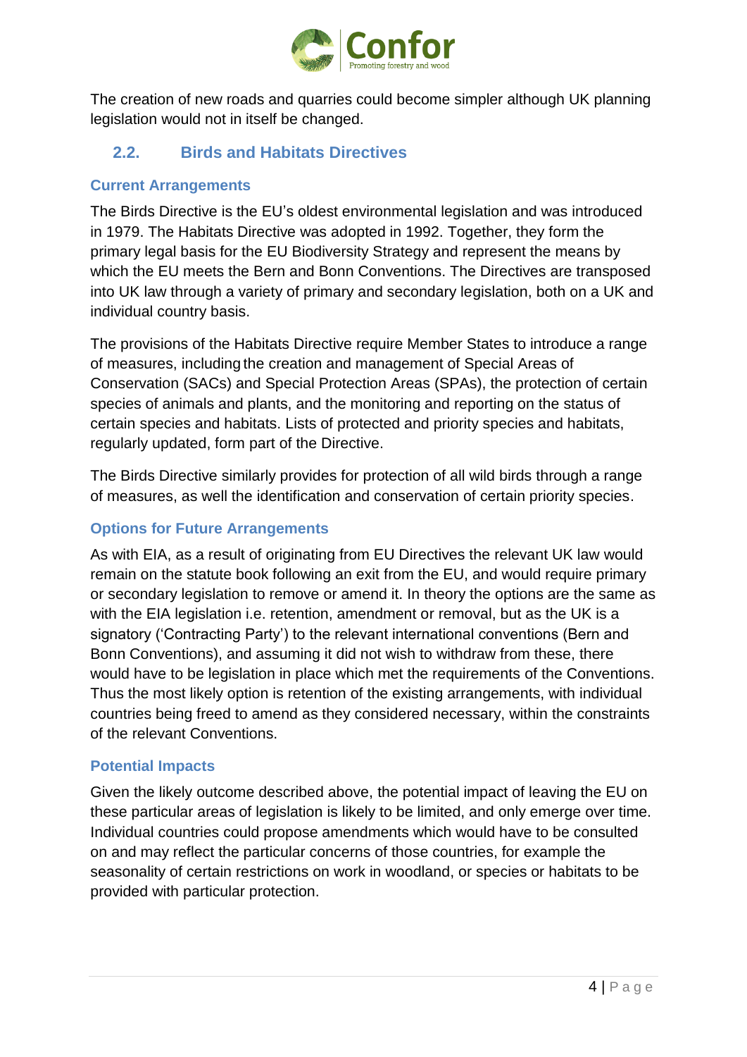The creation of new roads and quarries could become simpler although UK planning legislation would not in itself be changed.

## 2.2. Birds and Habitats Directives

### Current Arrangements

The Birds Directive is the EU's oldest environmental legislation and was introduced in 1979. The Habitats Directive was adopted in 1992. Together, they form the primary legal basis for the EU Biodiversity Strategy and represent the means by which the EU meets the Bern and Bonn Conventions. The Directives are transposed into UK law through a variety of primary and secondary legislation, both on a UK and individual country basis.

The provisions of the Habitats Directive require Member States to introduce a range of measures, including the creation and management of Special Areas of Conservation (SACs) and Special Protection Areas (SPAs), the protection of certain species of animals and plants, and the monitoring and reporting on the status of certain species and habitats. Lists of protected and priority species and habitats, regularly updated, form part of the Directive.

The Birds Directive similarly provides for protection of all wild birds through a range of measures, as well the identification and conservation of certain priority species.

### Options for Future Arrangements

As with EIA, as a result of originating from EU Directives the relevant UK law would remain on the statute book following an exit from the EU, and would require primary or secondary legislation to remove or amend it. In theory the options are the same as with the EIA legislation i.e. retention, amendment or removal, but as the UK is a signatory ('Contracting Party') to the relevant international conventions (Bern and Bonn Conventions), and assuming it did not wish to withdraw from these, there would have to be legislation in place which met the requirements of the Conventions. Thus the most likely option is retention of the existing arrangements, with individual countries being freed to amend as they considered necessary, within the constraints of the relevant Conventions.

### Potential Impacts

Given the likely outcome described above, the potential impact of leaving the EU on these particular areas of legislation is likely to be limited, and only emerge over time. Individual countries could propose amendments which would have to be consulted on and may reflect the particular concerns of those countries, for example the seasonality of certain restrictions on work in woodland, or species or habitats to be provided with particular protection.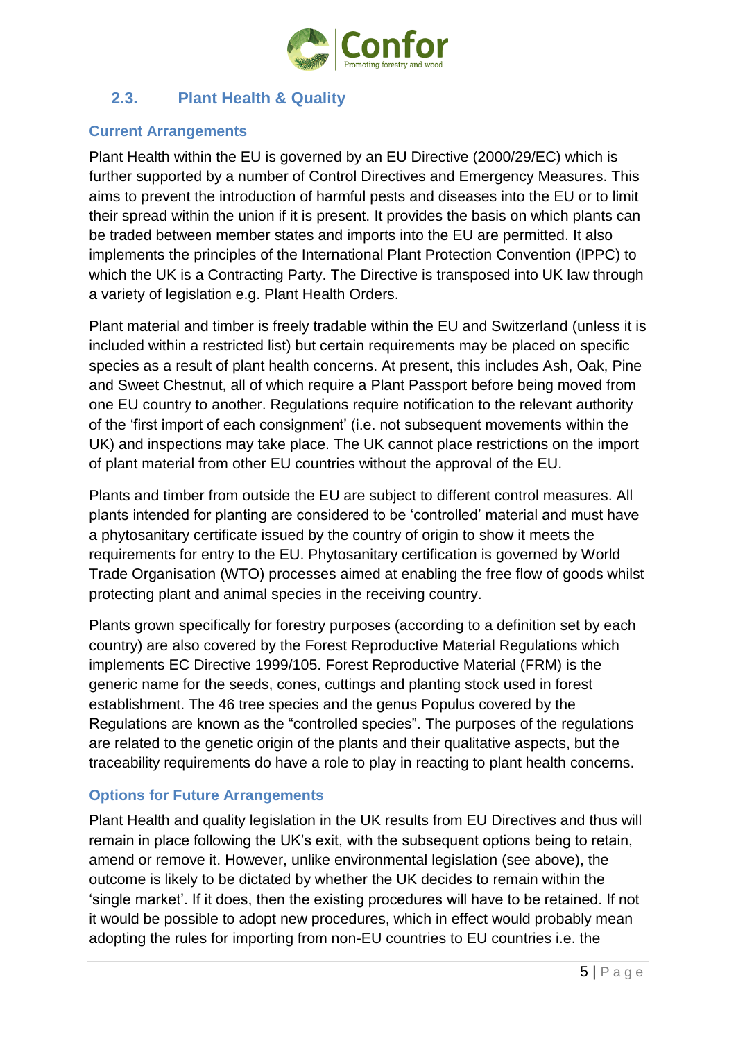## 2.3. Plant Health & Quality

### Current Arrangements

Plant Health within the EU is governed by an EU Directive (2000/29/EC) which is further supported by a number of Control Directives and Emergency Measures. This aims to prevent the introduction of harmful pests and diseases into the EU or to limit their spread within the union if it is present. It provides the basis on which plants can be traded between member states and imports into the EU are permitted. It also implements the principles of the International Plant Protection Convention (IPPC) to which the UK is a Contracting Party. The Directive is transposed into UK law through a variety of legislation e.g. Plant Health Orders.

Plant material and timber is freely tradable within the EU and Switzerland (unless it is included within a restricted list) but certain requirements may be placed on specific species as a result of plant health concerns. At present, this includes Ash, Oak, Pine and Sweet Chestnut, all of which require a Plant Passport before being moved from one EU country to another. Regulations require notification to the relevant authority of the 'first import of each consignment' (i.e. not subsequent movements within the UK) and inspections may take place. The UK cannot place restrictions on the import of plant material from other EU countries without the approval of the EU.

Plants and timber from outside the EU are subject to different control measures. All plants intended for planting are considered to be 'controlled' material and must have a phytosanitary certificate issued by the country of origin to show it meets the requirements for entry to the EU. Phytosanitary certification is governed by World Trade Organisation (WTO) processes aimed at enabling the free flow of goods whilst protecting plant and animal species in the receiving country.

Plants grown specifically for forestry purposes (according to a definition set by each country) are also covered by the Forest Reproductive Material Regulations which implements EC Directive 1999/105. Forest Reproductive Material (FRM) is the generic name for the seeds, cones, cuttings and planting stock used in forest establishment. The 46 tree species and the genus Populus covered by the Regulations are known as the "controlled species". The purposes of the regulations are related to the genetic origin of the plants and their qualitative aspects, but the traceability requirements do have a role to play in reacting to plant health concerns.

### Options for Future Arrangements

Plant Health and quality legislation in the UK results from EU Directives and thus will remain in place following the UK's exit, with the subsequent options being to retain, amend or remove it. However, unlike environmental legislation (see above), the outcome is likely to be dictated by whether the UK decides to remain within the 'single market'. If it does, then the existing procedures will have to be retained. If not it would be possible to adopt new procedures, which in effect would probably mean adopting the rules for importing from non-EU countries to EU countries i.e. the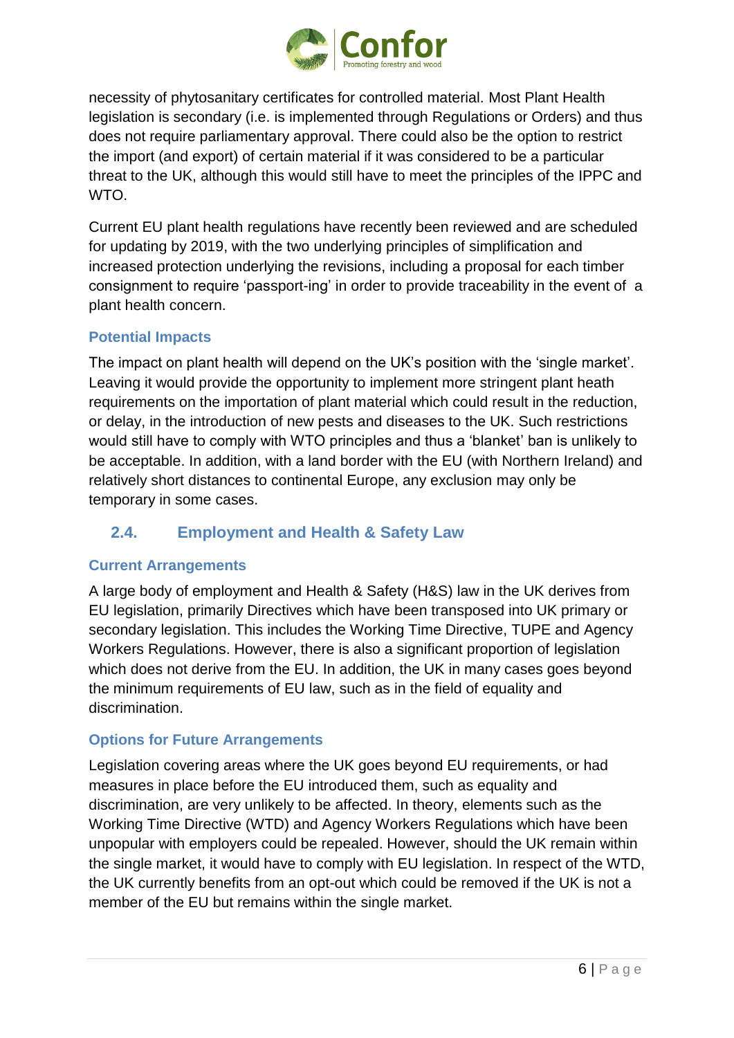necessity of phytosanitary certificates for controlled material. Most Plant Health legislation is secondary (i.e. is implemented through Regulations or Orders) and thus does not require parliamentary approval. There could also be the option to restrict the import (and export) of certain material if it was considered to be a particular threat to the UK, although this would still have to meet the principles of the IPPC and WTO.

Current EU plant health regulations have recently been reviewed and are scheduled for updating by 2019, with the two underlying principles of simplification and increased protection underlying the revisions, including a proposal for each timber consignment to require 'passport-ing' in order to provide traceability in the event of a plant health concern.

### Potential Impacts

The impact on plant health will depend on the UK's position with the 'single market'. Leaving it would provide the opportunity to implement more stringent plant heath requirements on the importation of plant material which could result in the reduction, or delay, in the introduction of new pests and diseases to the UK. Such restrictions would still have to comply with WTO principles and thus a 'blanket' ban is unlikely to be acceptable. In addition, with a land border with the EU (with Northern Ireland) and relatively short distances to continental Europe, any exclusion may only be temporary in some cases.

## 2.4. Employment and Health & Safety Law

### Current Arrangements

A large body of employment and Health & Safety (H&S) law in the UK derives from EU legislation, primarily Directives which have been transposed into UK primary or secondary legislation. This includes the Working Time Directive, TUPE and Agency Workers Regulations. However, there is also a significant proportion of legislation which does not derive from the EU. In addition, the UK in many cases goes beyond the minimum requirements of EU law, such as in the field of equality and discrimination.

### Options for Future Arrangements

Legislation covering areas where the UK goes beyond EU requirements, or had measures in place before the EU introduced them, such as equality and discrimination, are very unlikely to be affected. In theory, elements such as the Working Time Directive (WTD) and Agency Workers Regulations which have been unpopular with employers could be repealed. However, should the UK remain within the single market, it would have to comply with EU legislation. In respect of the WTD, the UK currently benefits from an opt-out which could be removed if the UK is not a member of the EU but remains within the single market.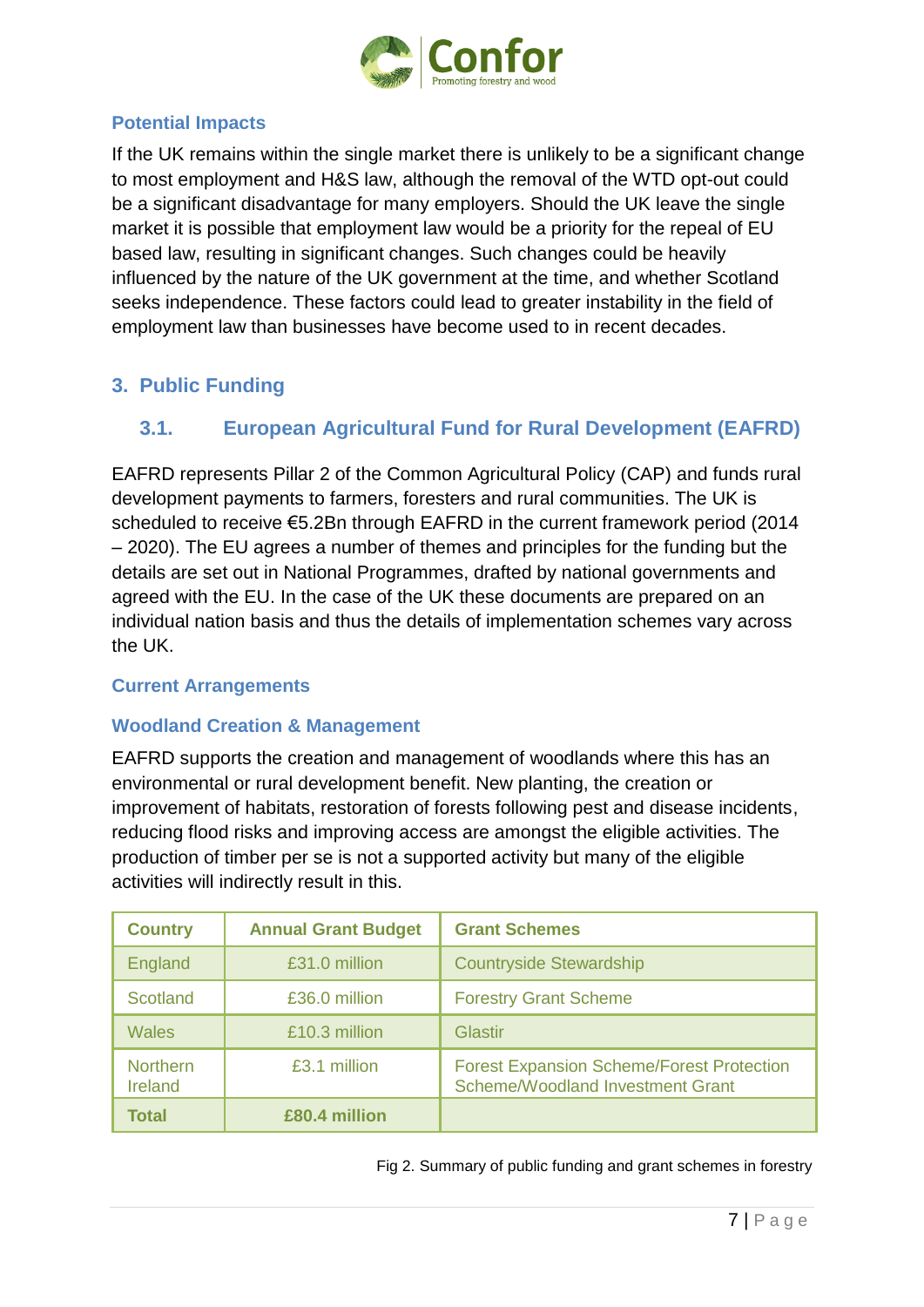### Potential Impacts

If the UK remains within the single market there is unlikely to be a significant change to most employment and H&S law, although the removal of the WTD opt-out could be a significant disadvantage for many employers. Should the UK leave the single market it is possible that employment law would be a priority for the repeal of EU based law, resulting in significant changes. Such changes could be heavily influenced by the nature of the UK government at the time, and whether Scotland seeks independence. These factors could lead to greater instability in the field of employment law than businesses have become used to in recent decades.

## 3. Public Funding

### 3.1. European Agricultural Fund for Rural Development (EAFRD)

EAFRD represents Pillar 2 of the Common Agricultural Policy (CAP) and funds rural development payments to farmers, foresters and rural communities. The UK is scheduled to receive €5.2Bn through EAFRD in the current framework period (2014 – 2020). The EU agrees a number of themes and principles for the funding but the details are set out in National Programmes, drafted by national governments and agreed with the EU. In the case of the UK these documents are prepared on an individual nation basis and thus the details of implementation schemes vary across the UK.

#### Current Arrangements

#### Woodland Creation & Management

EAFRD supports the creation and management of woodlands where this has an environmental or rural development benefit. New planting, the creation or improvement of habitats, restoration of forests following pest and disease incidents, reducing flood risks and improving access are amongst the eligible activities. The production of timber per se is not a supported activity but many of the eligible activities will indirectly result in this.

| Country | Annual Grant Budget | Grant Schemes |
| --- | --- | --- |
| England | £31.0 million | Countryside Stewardship |
| Scotland | £36.0 million | Forestry Grant Scheme |
| Wales | £10.3 million | Glastir |
| Northern Ireland | £3.1 million | Forest Expansion Scheme/Forest Protection Scheme/Woodland Investment Grant |
| **Total** | **£80.4 million** | |

Fig 2. Summary of public funding and grant schemes in forestry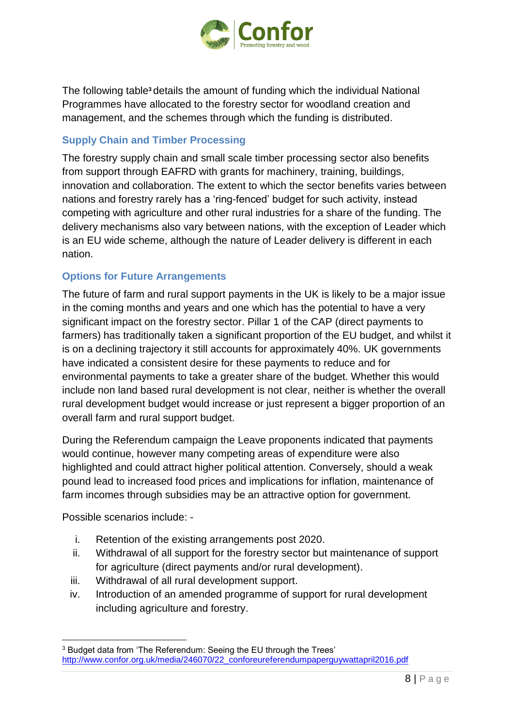The following table[3] details the amount of funding which the individual National Programmes have allocated to the forestry sector for woodland creation and management, and the schemes through which the funding is distributed.

### Supply Chain and Timber Processing

The forestry supply chain and small scale timber processing sector also benefits from support through EAFRD with grants for machinery, training, buildings, innovation and collaboration. The extent to which the sector benefits varies between nations and forestry rarely has a 'ring-fenced' budget for such activity, instead competing with agriculture and other rural industries for a share of the funding. The delivery mechanisms also vary between nations, with the exception of Leader which is an EU wide scheme, although the nature of Leader delivery is different in each nation.

### Options for Future Arrangements

The future of farm and rural support payments in the UK is likely to be a major issue in the coming months and years and one which has the potential to have a very significant impact on the forestry sector. Pillar 1 of the CAP (direct payments to farmers) has traditionally taken a significant proportion of the EU budget, and whilst it is on a declining trajectory it still accounts for approximately 40%. UK governments have indicated a consistent desire for these payments to reduce and for environmental payments to take a greater share of the budget. Whether this would include non land based rural development is not clear, neither is whether the overall rural development budget would increase or just represent a bigger proportion of an overall farm and rural support budget.

During the Referendum campaign the Leave proponents indicated that payments would continue, however many competing areas of expenditure were also highlighted and could attract higher political attention. Conversely, should a weak pound lead to increased food prices and implications for inflation, maintenance of farm incomes through subsidies may be an attractive option for government.

Possible scenarios include: -

i. Retention of the existing arrangements post 2020.
ii. Withdrawal of all support for the forestry sector but maintenance of support for agriculture (direct payments and/or rural development).
iii. Withdrawal of all rural development support.
iv. Introduction of an amended programme of support for rural development including agriculture and forestry.

---

[3] Budget data from 'The Referendum: Seeing the EU through the Trees' http://www.confor.org.uk/media/246070/22_conforeureferendumpaperguywattapril2016.pdf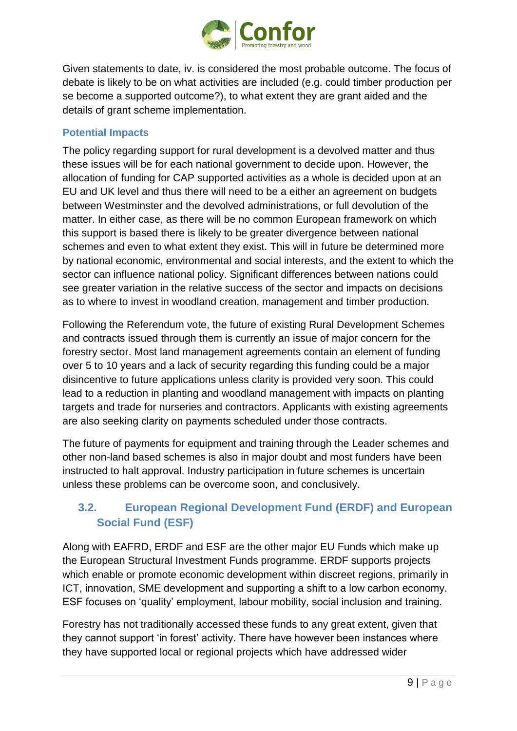Given statements to date, iv. is considered the most probable outcome. The focus of debate is likely to be on what activities are included (e.g. could timber production per se become a supported outcome?), to what extent they are grant aided and the details of grant scheme implementation.

### Potential Impacts

The policy regarding support for rural development is a devolved matter and thus these issues will be for each national government to decide upon. However, the allocation of funding for CAP supported activities as a whole is decided upon at an EU and UK level and thus there will need to be a either an agreement on budgets between Westminster and the devolved administrations, or full devolution of the matter. In either case, as there will be no common European framework on which this support is based there is likely to be greater divergence between national schemes and even to what extent they exist. This will in future be determined more by national economic, environmental and social interests, and the extent to which the sector can influence national policy. Significant differences between nations could see greater variation in the relative success of the sector and impacts on decisions as to where to invest in woodland creation, management and timber production.

Following the Referendum vote, the future of existing Rural Development Schemes and contracts issued through them is currently an issue of major concern for the forestry sector. Most land management agreements contain an element of funding over 5 to 10 years and a lack of security regarding this funding could be a major disincentive to future applications unless clarity is provided very soon. This could lead to a reduction in planting and woodland management with impacts on planting targets and trade for nurseries and contractors. Applicants with existing agreements are also seeking clarity on payments scheduled under those contracts.

The future of payments for equipment and training through the Leader schemes and other non-land based schemes is also in major doubt and most funders have been instructed to halt approval. Industry participation in future schemes is uncertain unless these problems can be overcome soon, and conclusively.

## 3.2. European Regional Development Fund (ERDF) and European Social Fund (ESF)

Along with EAFRD, ERDF and ESF are the other major EU Funds which make up the European Structural Investment Funds programme. ERDF supports projects which enable or promote economic development within discreet regions, primarily in ICT, innovation, SME development and supporting a shift to a low carbon economy. ESF focuses on 'quality' employment, labour mobility, social inclusion and training.

Forestry has not traditionally accessed these funds to any great extent, given that they cannot support 'in forest' activity. There have however been instances where they have supported local or regional projects which have addressed wider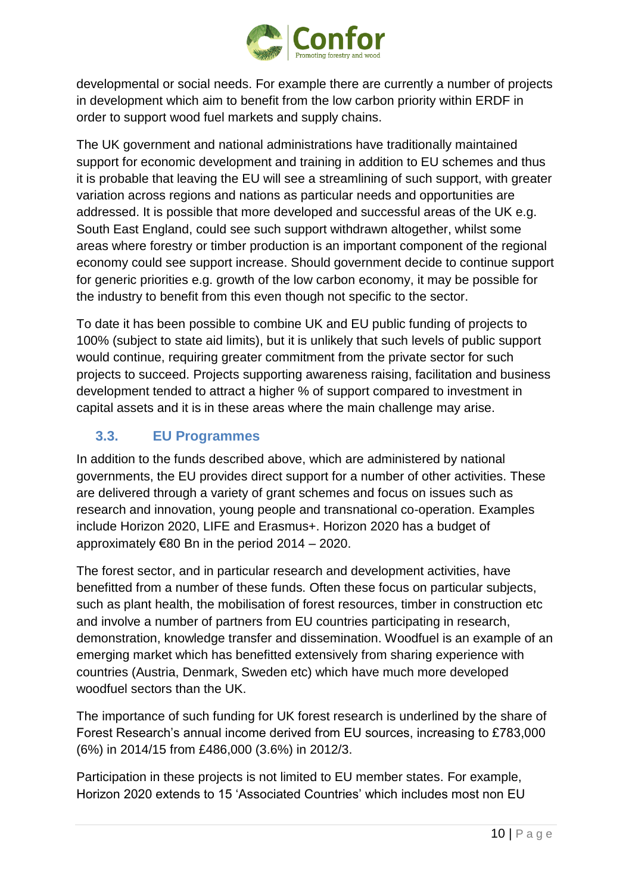developmental or social needs. For example there are currently a number of projects in development which aim to benefit from the low carbon priority within ERDF in order to support wood fuel markets and supply chains.

The UK government and national administrations have traditionally maintained support for economic development and training in addition to EU schemes and thus it is probable that leaving the EU will see a streamlining of such support, with greater variation across regions and nations as particular needs and opportunities are addressed. It is possible that more developed and successful areas of the UK e.g. South East England, could see such support withdrawn altogether, whilst some areas where forestry or timber production is an important component of the regional economy could see support increase. Should government decide to continue support for generic priorities e.g. growth of the low carbon economy, it may be possible for the industry to benefit from this even though not specific to the sector.

To date it has been possible to combine UK and EU public funding of projects to 100% (subject to state aid limits), but it is unlikely that such levels of public support would continue, requiring greater commitment from the private sector for such projects to succeed. Projects supporting awareness raising, facilitation and business development tended to attract a higher % of support compared to investment in capital assets and it is in these areas where the main challenge may arise.

### 3.3. EU Programmes

In addition to the funds described above, which are administered by national governments, the EU provides direct support for a number of other activities. These are delivered through a variety of grant schemes and focus on issues such as research and innovation, young people and transnational co-operation. Examples include Horizon 2020, LIFE and Erasmus+. Horizon 2020 has a budget of approximately €80 Bn in the period 2014 – 2020.

The forest sector, and in particular research and development activities, have benefitted from a number of these funds. Often these focus on particular subjects, such as plant health, the mobilisation of forest resources, timber in construction etc and involve a number of partners from EU countries participating in research, demonstration, knowledge transfer and dissemination. Woodfuel is an example of an emerging market which has benefitted extensively from sharing experience with countries (Austria, Denmark, Sweden etc) which have much more developed woodfuel sectors than the UK.

The importance of such funding for UK forest research is underlined by the share of Forest Research's annual income derived from EU sources, increasing to £783,000 (6%) in 2014/15 from £486,000 (3.6%) in 2012/3.

Participation in these projects is not limited to EU member states. For example, Horizon 2020 extends to 15 'Associated Countries' which includes most non EU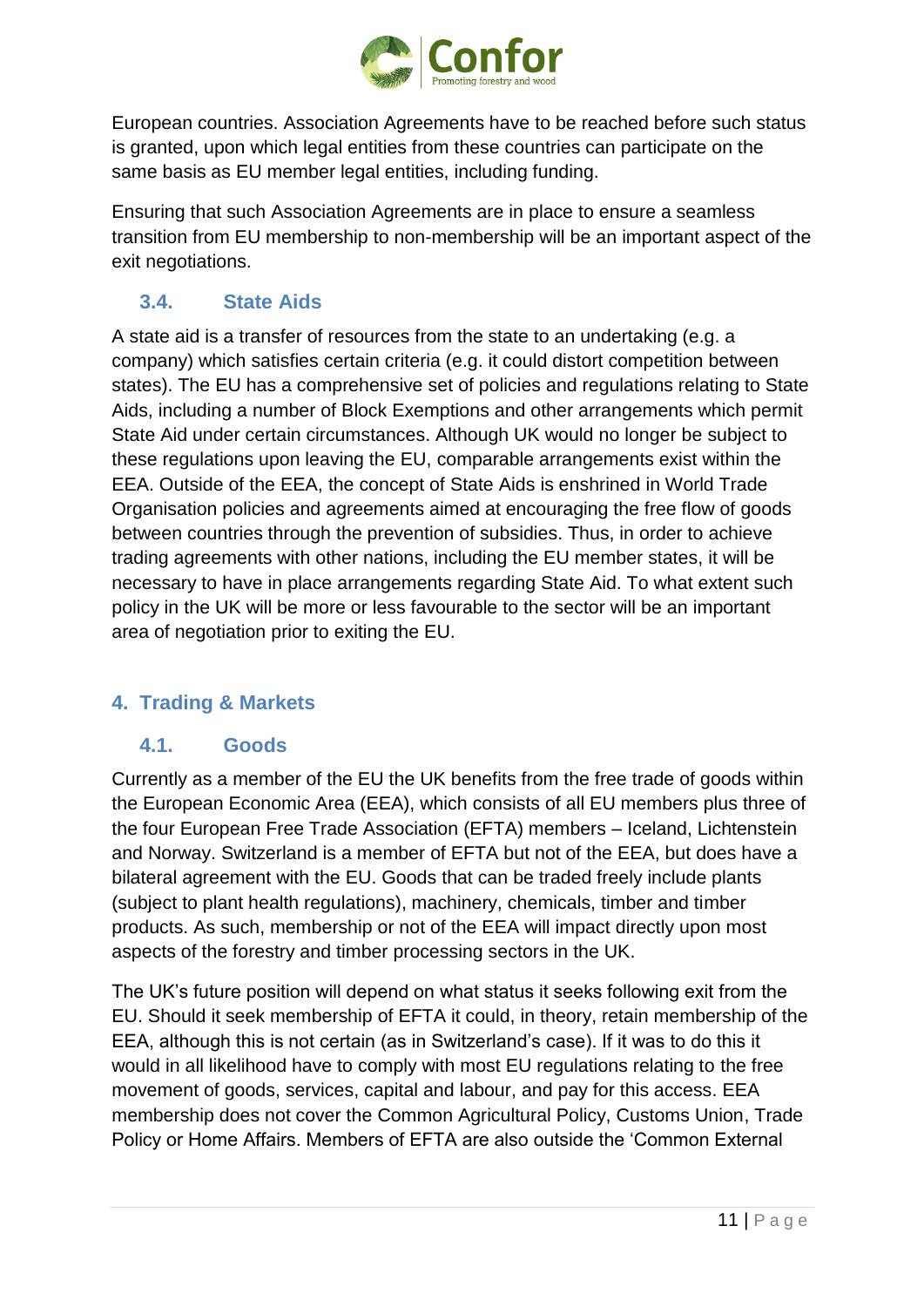European countries. Association Agreements have to be reached before such status is granted, upon which legal entities from these countries can participate on the same basis as EU member legal entities, including funding.

Ensuring that such Association Agreements are in place to ensure a seamless transition from EU membership to non-membership will be an important aspect of the exit negotiations.

### 3.4. State Aids

A state aid is a transfer of resources from the state to an undertaking (e.g. a company) which satisfies certain criteria (e.g. it could distort competition between states). The EU has a comprehensive set of policies and regulations relating to State Aids, including a number of Block Exemptions and other arrangements which permit State Aid under certain circumstances. Although UK would no longer be subject to these regulations upon leaving the EU, comparable arrangements exist within the EEA. Outside of the EEA, the concept of State Aids is enshrined in World Trade Organisation policies and agreements aimed at encouraging the free flow of goods between countries through the prevention of subsidies. Thus, in order to achieve trading agreements with other nations, including the EU member states, it will be necessary to have in place arrangements regarding State Aid. To what extent such policy in the UK will be more or less favourable to the sector will be an important area of negotiation prior to exiting the EU.

## 4. Trading & Markets

### 4.1. Goods

Currently as a member of the EU the UK benefits from the free trade of goods within the European Economic Area (EEA), which consists of all EU members plus three of the four European Free Trade Association (EFTA) members – Iceland, Lichtenstein and Norway. Switzerland is a member of EFTA but not of the EEA, but does have a bilateral agreement with the EU. Goods that can be traded freely include plants (subject to plant health regulations), machinery, chemicals, timber and timber products. As such, membership or not of the EEA will impact directly upon most aspects of the forestry and timber processing sectors in the UK.

The UK's future position will depend on what status it seeks following exit from the EU. Should it seek membership of EFTA it could, in theory, retain membership of the EEA, although this is not certain (as in Switzerland's case). If it was to do this it would in all likelihood have to comply with most EU regulations relating to the free movement of goods, services, capital and labour, and pay for this access. EEA membership does not cover the Common Agricultural Policy, Customs Union, Trade Policy or Home Affairs. Members of EFTA are also outside the 'Common External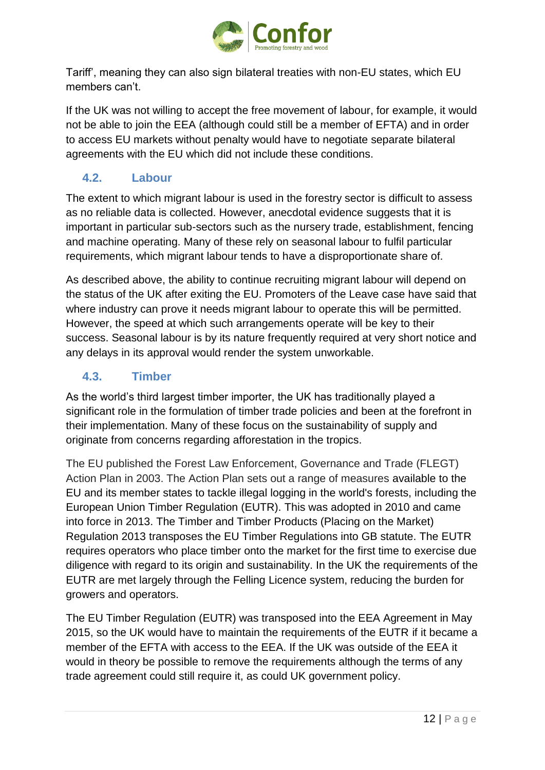Tariff', meaning they can also sign bilateral treaties with non-EU states, which EU members can't.

If the UK was not willing to accept the free movement of labour, for example, it would not be able to join the EEA (although could still be a member of EFTA) and in order to access EU markets without penalty would have to negotiate separate bilateral agreements with the EU which did not include these conditions.

### 4.2. Labour

The extent to which migrant labour is used in the forestry sector is difficult to assess as no reliable data is collected. However, anecdotal evidence suggests that it is important in particular sub-sectors such as the nursery trade, establishment, fencing and machine operating. Many of these rely on seasonal labour to fulfil particular requirements, which migrant labour tends to have a disproportionate share of.

As described above, the ability to continue recruiting migrant labour will depend on the status of the UK after exiting the EU. Promoters of the Leave case have said that where industry can prove it needs migrant labour to operate this will be permitted. However, the speed at which such arrangements operate will be key to their success. Seasonal labour is by its nature frequently required at very short notice and any delays in its approval would render the system unworkable.

### 4.3. Timber

As the world's third largest timber importer, the UK has traditionally played a significant role in the formulation of timber trade policies and been at the forefront in their implementation. Many of these focus on the sustainability of supply and originate from concerns regarding afforestation in the tropics.

The EU published the Forest Law Enforcement, Governance and Trade (FLEGT) Action Plan in 2003. The Action Plan sets out a range of measures available to the EU and its member states to tackle illegal logging in the world's forests, including the European Union Timber Regulation (EUTR). This was adopted in 2010 and came into force in 2013. The Timber and Timber Products (Placing on the Market) Regulation 2013 transposes the EU Timber Regulations into GB statute. The EUTR requires operators who place timber onto the market for the first time to exercise due diligence with regard to its origin and sustainability. In the UK the requirements of the EUTR are met largely through the Felling Licence system, reducing the burden for growers and operators.

The EU Timber Regulation (EUTR) was transposed into the EEA Agreement in May 2015, so the UK would have to maintain the requirements of the EUTR if it became a member of the EFTA with access to the EEA. If the UK was outside of the EEA it would in theory be possible to remove the requirements although the terms of any trade agreement could still require it, as could UK government policy.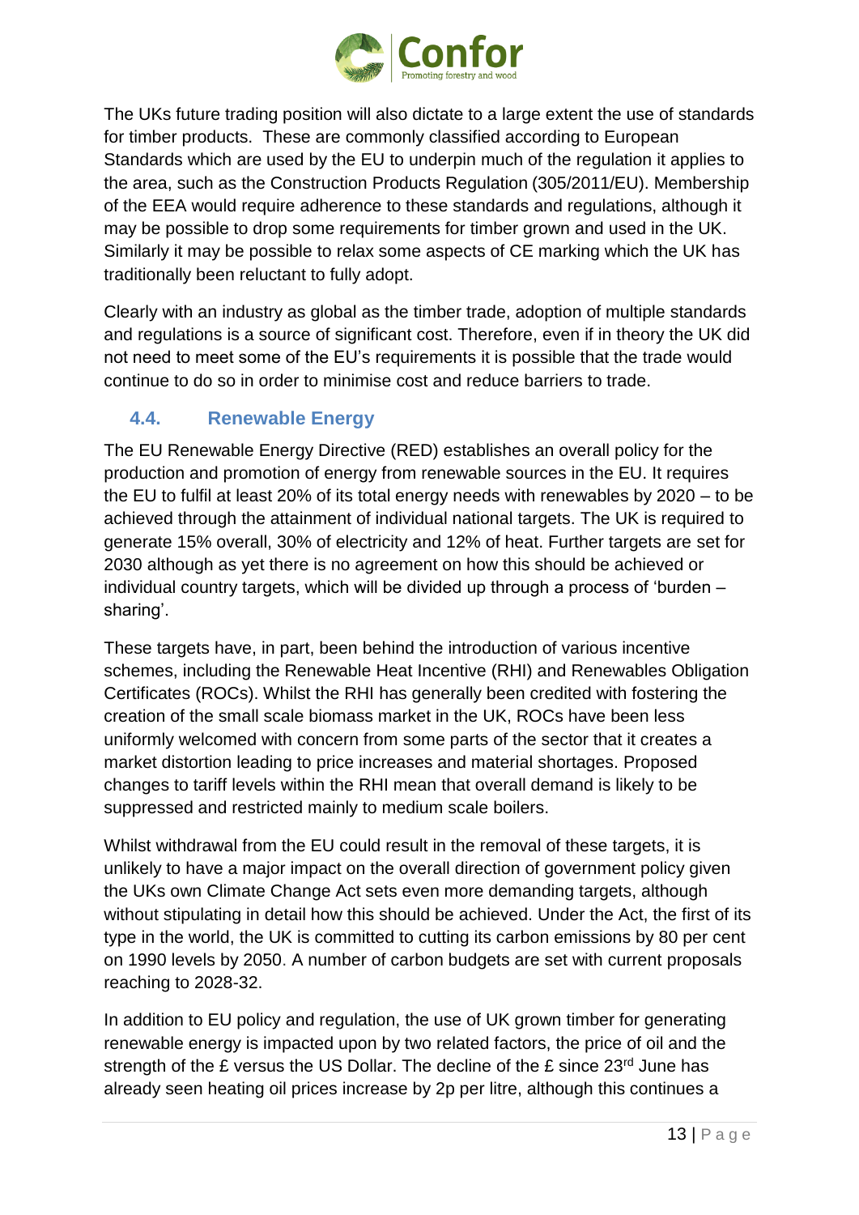The UKs future trading position will also dictate to a large extent the use of standards for timber products. These are commonly classified according to European Standards which are used by the EU to underpin much of the regulation it applies to the area, such as the Construction Products Regulation (305/2011/EU). Membership of the EEA would require adherence to these standards and regulations, although it may be possible to drop some requirements for timber grown and used in the UK. Similarly it may be possible to relax some aspects of CE marking which the UK has traditionally been reluctant to fully adopt.

Clearly with an industry as global as the timber trade, adoption of multiple standards and regulations is a source of significant cost. Therefore, even if in theory the UK did not need to meet some of the EU's requirements it is possible that the trade would continue to do so in order to minimise cost and reduce barriers to trade.

## 4.4. Renewable Energy

The EU Renewable Energy Directive (RED) establishes an overall policy for the production and promotion of energy from renewable sources in the EU. It requires the EU to fulfil at least 20% of its total energy needs with renewables by 2020 – to be achieved through the attainment of individual national targets. The UK is required to generate 15% overall, 30% of electricity and 12% of heat. Further targets are set for 2030 although as yet there is no agreement on how this should be achieved or individual country targets, which will be divided up through a process of 'burden – sharing'.

These targets have, in part, been behind the introduction of various incentive schemes, including the Renewable Heat Incentive (RHI) and Renewables Obligation Certificates (ROCs). Whilst the RHI has generally been credited with fostering the creation of the small scale biomass market in the UK, ROCs have been less uniformly welcomed with concern from some parts of the sector that it creates a market distortion leading to price increases and material shortages. Proposed changes to tariff levels within the RHI mean that overall demand is likely to be suppressed and restricted mainly to medium scale boilers.

Whilst withdrawal from the EU could result in the removal of these targets, it is unlikely to have a major impact on the overall direction of government policy given the UKs own Climate Change Act sets even more demanding targets, although without stipulating in detail how this should be achieved. Under the Act, the first of its type in the world, the UK is committed to cutting its carbon emissions by 80 per cent on 1990 levels by 2050. A number of carbon budgets are set with current proposals reaching to 2028-32.

In addition to EU policy and regulation, the use of UK grown timber for generating renewable energy is impacted upon by two related factors, the price of oil and the strength of the £ versus the US Dollar. The decline of the £ since 23rd June has already seen heating oil prices increase by 2p per litre, although this continues a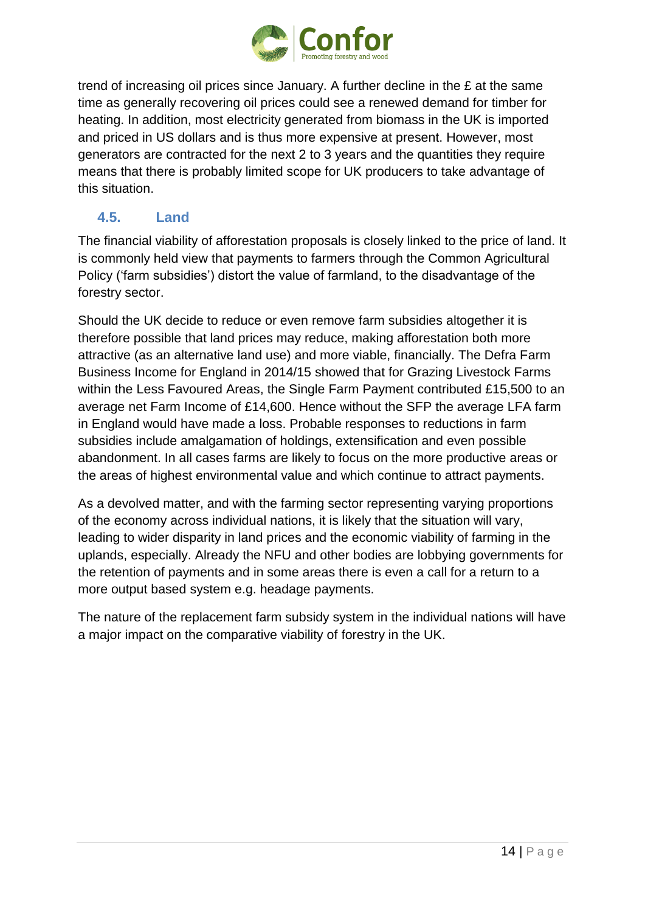trend of increasing oil prices since January. A further decline in the £ at the same time as generally recovering oil prices could see a renewed demand for timber for heating. In addition, most electricity generated from biomass in the UK is imported and priced in US dollars and is thus more expensive at present. However, most generators are contracted for the next 2 to 3 years and the quantities they require means that there is probably limited scope for UK producers to take advantage of this situation.

### 4.5. Land

The financial viability of afforestation proposals is closely linked to the price of land. It is commonly held view that payments to farmers through the Common Agricultural Policy ('farm subsidies') distort the value of farmland, to the disadvantage of the forestry sector.

Should the UK decide to reduce or even remove farm subsidies altogether it is therefore possible that land prices may reduce, making afforestation both more attractive (as an alternative land use) and more viable, financially. The Defra Farm Business Income for England in 2014/15 showed that for Grazing Livestock Farms within the Less Favoured Areas, the Single Farm Payment contributed £15,500 to an average net Farm Income of £14,600. Hence without the SFP the average LFA farm in England would have made a loss. Probable responses to reductions in farm subsidies include amalgamation of holdings, extensification and even possible abandonment. In all cases farms are likely to focus on the more productive areas or the areas of highest environmental value and which continue to attract payments.

As a devolved matter, and with the farming sector representing varying proportions of the economy across individual nations, it is likely that the situation will vary, leading to wider disparity in land prices and the economic viability of farming in the uplands, especially. Already the NFU and other bodies are lobbying governments for the retention of payments and in some areas there is even a call for a return to a more output based system e.g. headage payments.

The nature of the replacement farm subsidy system in the individual nations will have a major impact on the comparative viability of forestry in the UK.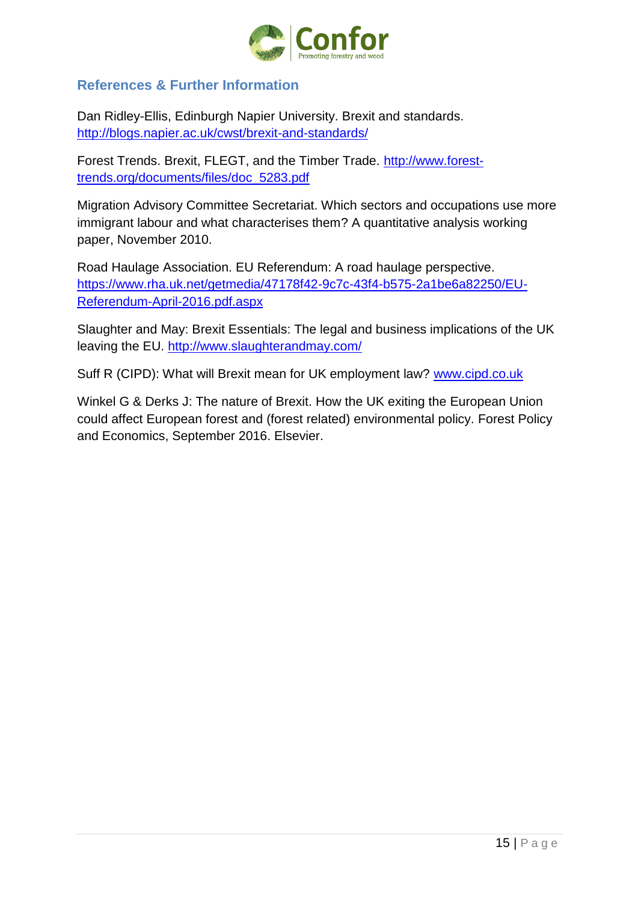## References & Further Information

Dan Ridley-Ellis, Edinburgh Napier University. Brexit and standards. http://blogs.napier.ac.uk/cwst/brexit-and-standards/

Forest Trends. Brexit, FLEGT, and the Timber Trade. http://www.forest-trends.org/documents/files/doc_5283.pdf

Migration Advisory Committee Secretariat. Which sectors and occupations use more immigrant labour and what characterises them? A quantitative analysis working paper, November 2010.

Road Haulage Association. EU Referendum: A road haulage perspective. https://www.rha.uk.net/getmedia/47178f42-9c7c-43f4-b575-2a1be6a82250/EU-Referendum-April-2016.pdf.aspx

Slaughter and May: Brexit Essentials: The legal and business implications of the UK leaving the EU. http://www.slaughterandmay.com/

Suff R (CIPD): What will Brexit mean for UK employment law? www.cipd.co.uk

Winkel G & Derks J: The nature of Brexit. How the UK exiting the European Union could affect European forest and (forest related) environmental policy. Forest Policy and Economics, September 2016. Elsevier.